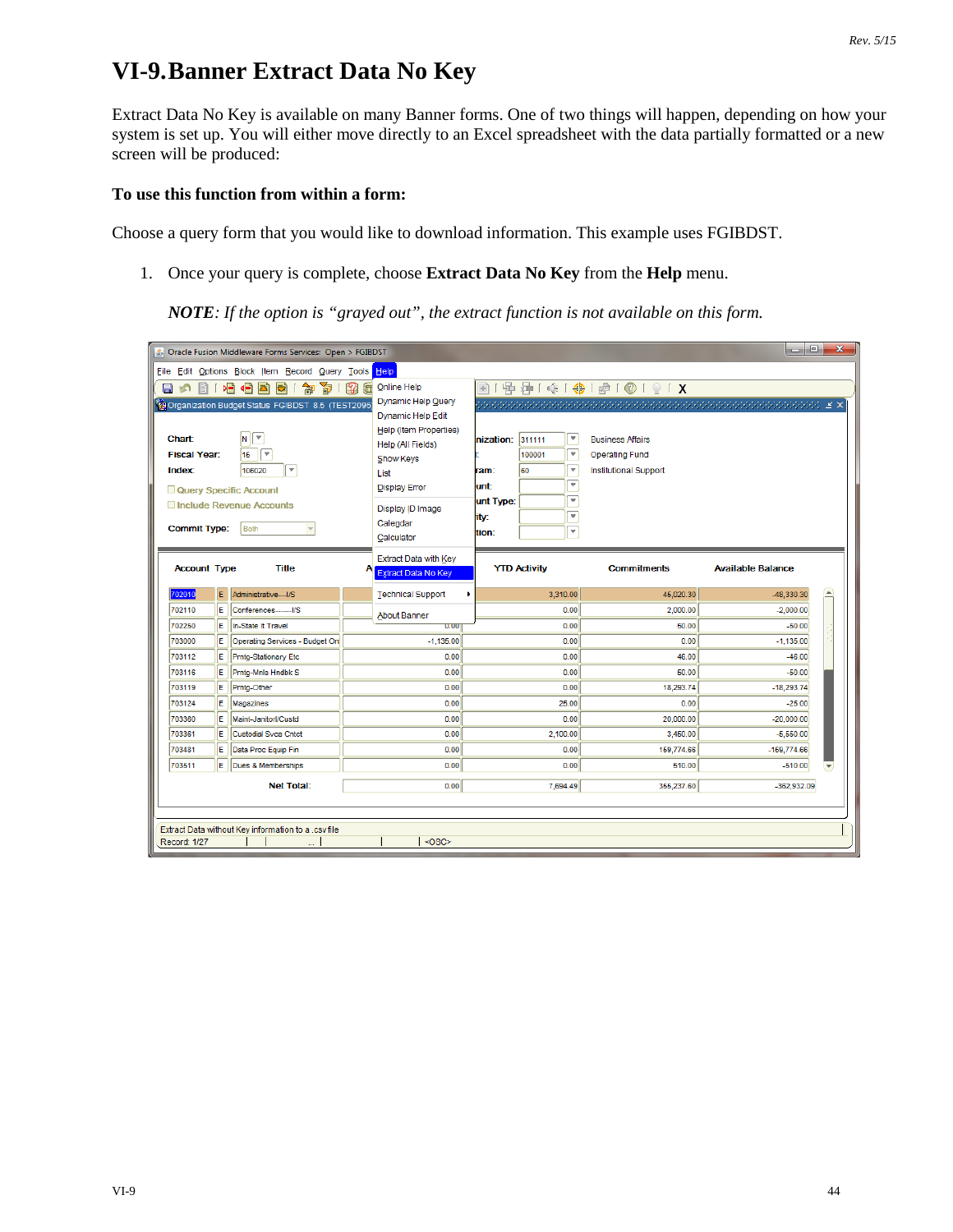# VI-9. Banner Extract Data No Key

Extract Data No Key is available on many Banner forms. One of two things will happen, depending on how your system is set up. You will either move directly to an Excel spreadsheet with the data partially formatted or a new screen will be produced:

**To use this function from within a form:**

Choose a query form that you would like to download information. This example uses FGIBDST.

1. Once your query is complete, choose **Extract Data No Key** from the **Help** menu.

   ***NOTE****: If the option is "grayed out", the extract function is not available on this form.*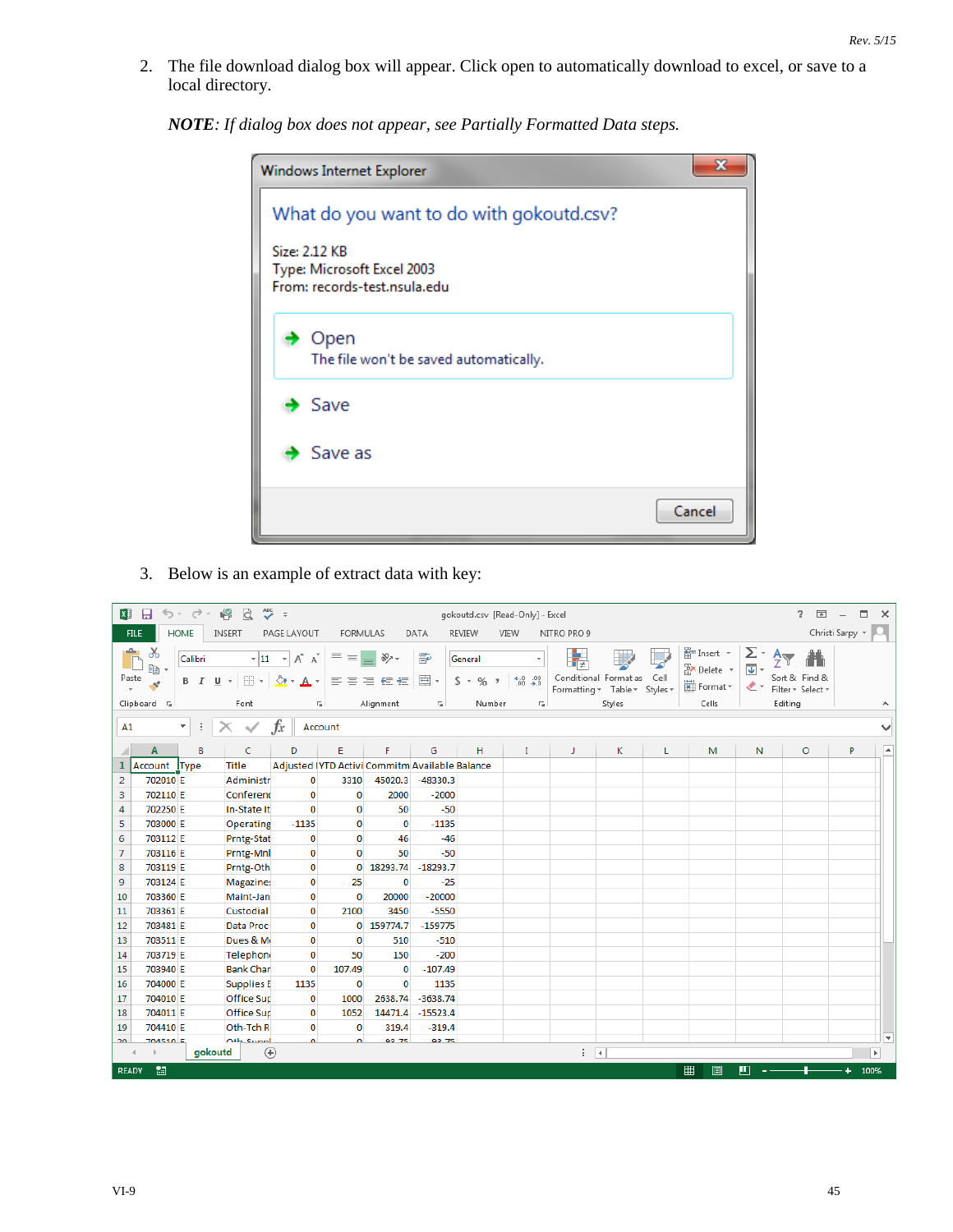2. The file download dialog box will appear. Click open to automatically download to excel, or save to a local directory.

   ***NOTE**: If dialog box does not appear, see Partially Formatted Data steps.*

3. Below is an example of extract data with key: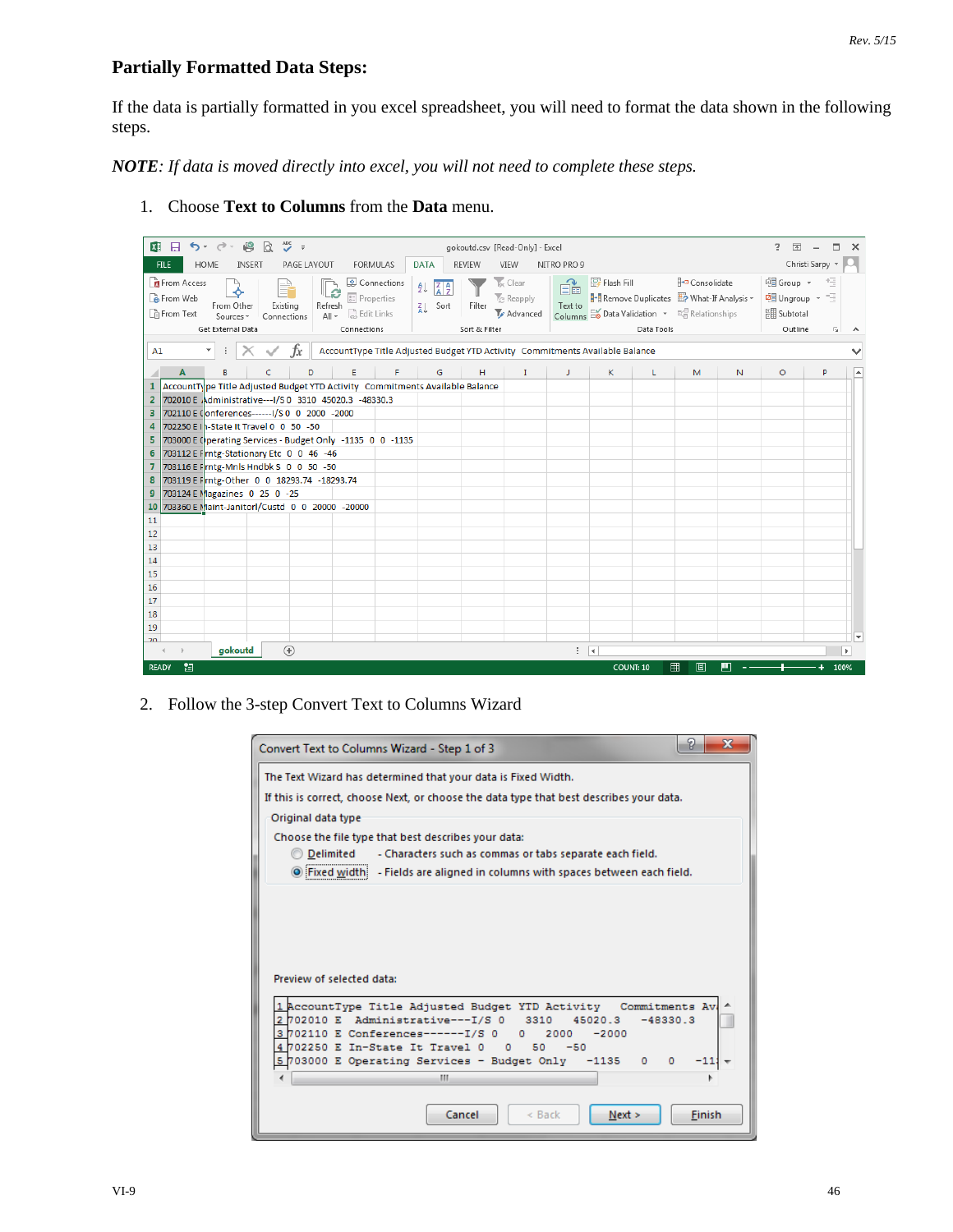## Partially Formatted Data Steps:

If the data is partially formatted in you excel spreadsheet, you will need to format the data shown in the following steps.

***NOTE**: If data is moved directly into excel, you will not need to complete these steps.*

1. Choose **Text to Columns** from the **Data** menu.

2. Follow the 3-step Convert Text to Columns Wizard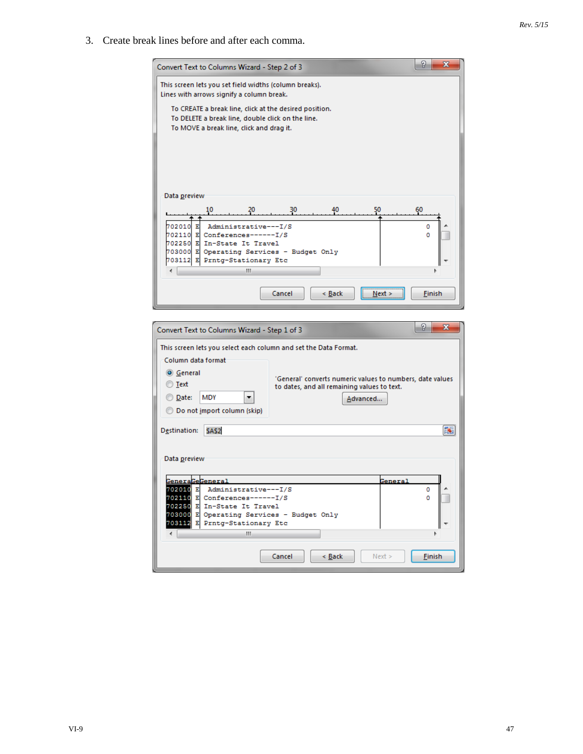3. Create break lines before and after each comma.

**Convert Text to Columns Wizard - Step 2 of 3**

This screen lets you set field widths (column breaks).
Lines with arrows signify a column break.

To CREATE a break line, click at the desired position.
To DELETE a break line, double click on the line.
To MOVE a break line, click and drag it.

Data preview

```
702010 E  Administrative---I/S                        0
702110 E Conferences------I/S                         0
702250 E In-State It Travel
703000 E Operating Services - Budget Only
703112 E Prntg-Stationary Etc
```

Cancel | < Back | Next > | Finish

**Convert Text to Columns Wizard - Step 1 of 3**

This screen lets you select each column and set the Data Format.

Column data format

- General
- Text
- Date: MDY
- Do not import column (skip)

'General' converts numeric values to numbers, date values to dates, and all remaining values to text.

Advanced...

Destination: $A$2

Data preview

```
GeneraGeGeneral                                  General
702010 E  Administrative---I/S                        0
702110 E Conferences------I/S                         0
702250 E In-State It Travel
703000 E Operating Services - Budget Only
703112 E Prntg-Stationary Etc
```

Cancel | < Back | Next > | Finish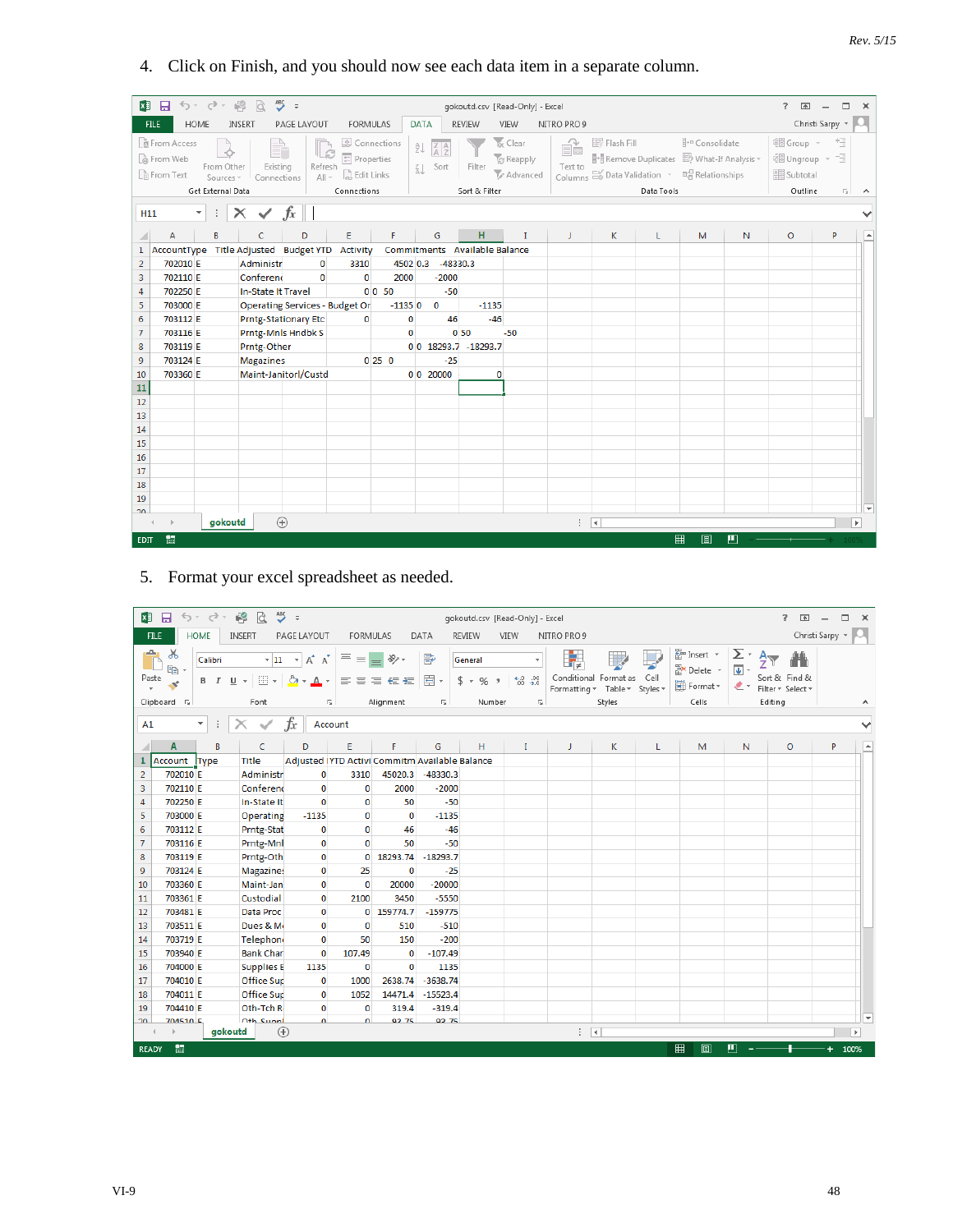4. Click on Finish, and you should now see each data item in a separate column.

5. Format your excel spreadsheet as needed.